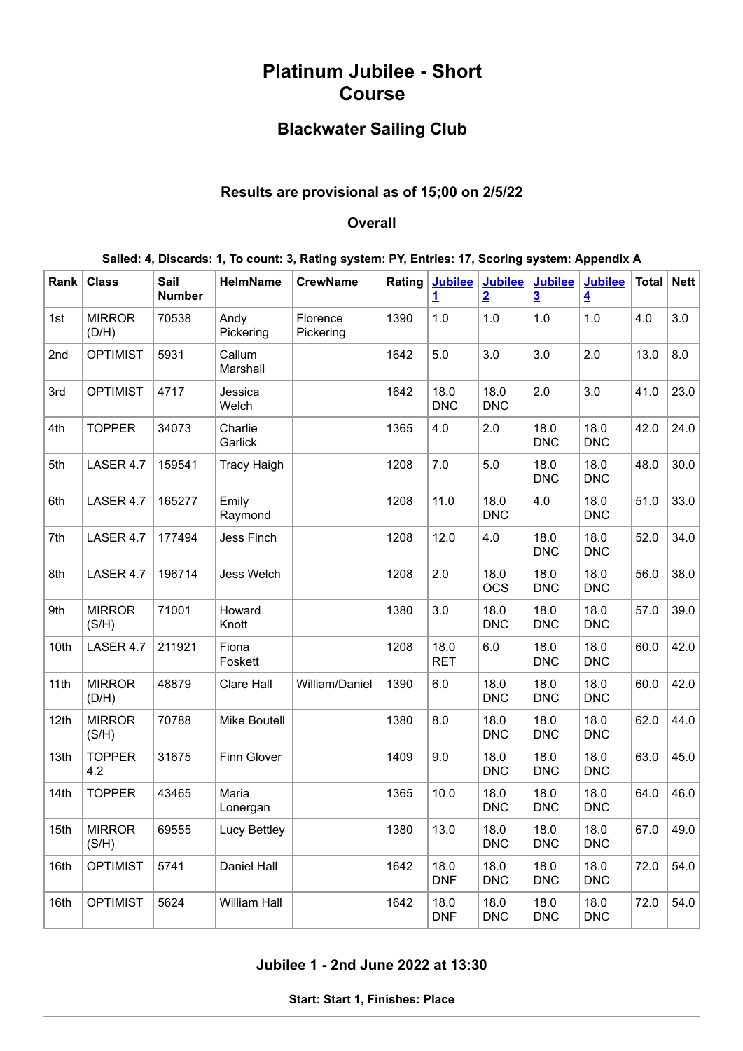# Platinum Jubilee - Short Course

## Blackwater Sailing Club

### Results are provisional as of 15;00 on 2/5/22

### Overall

**Sailed: 4, Discards: 1, To count: 3, Rating system: PY, Entries: 17, Scoring system: Appendix A**

| Rank | Class | Sail Number | HelmName | CrewName | Rating | Jubilee 1 | Jubilee 2 | Jubilee 3 | Jubilee 4 | Total | Nett |
|---|---|---|---|---|---|---|---|---|---|---|---|
| 1st | MIRROR (D/H) | 70538 | Andy Pickering | Florence Pickering | 1390 | 1.0 | 1.0 | 1.0 | 1.0 | 4.0 | 3.0 |
| 2nd | OPTIMIST | 5931 | Callum Marshall | | 1642 | 5.0 | 3.0 | 3.0 | 2.0 | 13.0 | 8.0 |
| 3rd | OPTIMIST | 4717 | Jessica Welch | | 1642 | 18.0 DNC | 18.0 DNC | 2.0 | 3.0 | 41.0 | 23.0 |
| 4th | TOPPER | 34073 | Charlie Garlick | | 1365 | 4.0 | 2.0 | 18.0 DNC | 18.0 DNC | 42.0 | 24.0 |
| 5th | LASER 4.7 | 159541 | Tracy Haigh | | 1208 | 7.0 | 5.0 | 18.0 DNC | 18.0 DNC | 48.0 | 30.0 |
| 6th | LASER 4.7 | 165277 | Emily Raymond | | 1208 | 11.0 | 18.0 DNC | 4.0 | 18.0 DNC | 51.0 | 33.0 |
| 7th | LASER 4.7 | 177494 | Jess Finch | | 1208 | 12.0 | 4.0 | 18.0 DNC | 18.0 DNC | 52.0 | 34.0 |
| 8th | LASER 4.7 | 196714 | Jess Welch | | 1208 | 2.0 | 18.0 OCS | 18.0 DNC | 18.0 DNC | 56.0 | 38.0 |
| 9th | MIRROR (S/H) | 71001 | Howard Knott | | 1380 | 3.0 | 18.0 DNC | 18.0 DNC | 18.0 DNC | 57.0 | 39.0 |
| 10th | LASER 4.7 | 211921 | Fiona Foskett | | 1208 | 18.0 RET | 6.0 | 18.0 DNC | 18.0 DNC | 60.0 | 42.0 |
| 11th | MIRROR (D/H) | 48879 | Clare Hall | William/Daniel | 1390 | 6.0 | 18.0 DNC | 18.0 DNC | 18.0 DNC | 60.0 | 42.0 |
| 12th | MIRROR (S/H) | 70788 | Mike Boutell | | 1380 | 8.0 | 18.0 DNC | 18.0 DNC | 18.0 DNC | 62.0 | 44.0 |
| 13th | TOPPER 4.2 | 31675 | Finn Glover | | 1409 | 9.0 | 18.0 DNC | 18.0 DNC | 18.0 DNC | 63.0 | 45.0 |
| 14th | TOPPER | 43465 | Maria Lonergan | | 1365 | 10.0 | 18.0 DNC | 18.0 DNC | 18.0 DNC | 64.0 | 46.0 |
| 15th | MIRROR (S/H) | 69555 | Lucy Bettley | | 1380 | 13.0 | 18.0 DNC | 18.0 DNC | 18.0 DNC | 67.0 | 49.0 |
| 16th | OPTIMIST | 5741 | Daniel Hall | | 1642 | 18.0 DNF | 18.0 DNC | 18.0 DNC | 18.0 DNC | 72.0 | 54.0 |
| 16th | OPTIMIST | 5624 | William Hall | | 1642 | 18.0 DNF | 18.0 DNC | 18.0 DNC | 18.0 DNC | 72.0 | 54.0 |

### Jubilee 1 - 2nd June 2022 at 13:30

**Start: Start 1, Finishes: Place**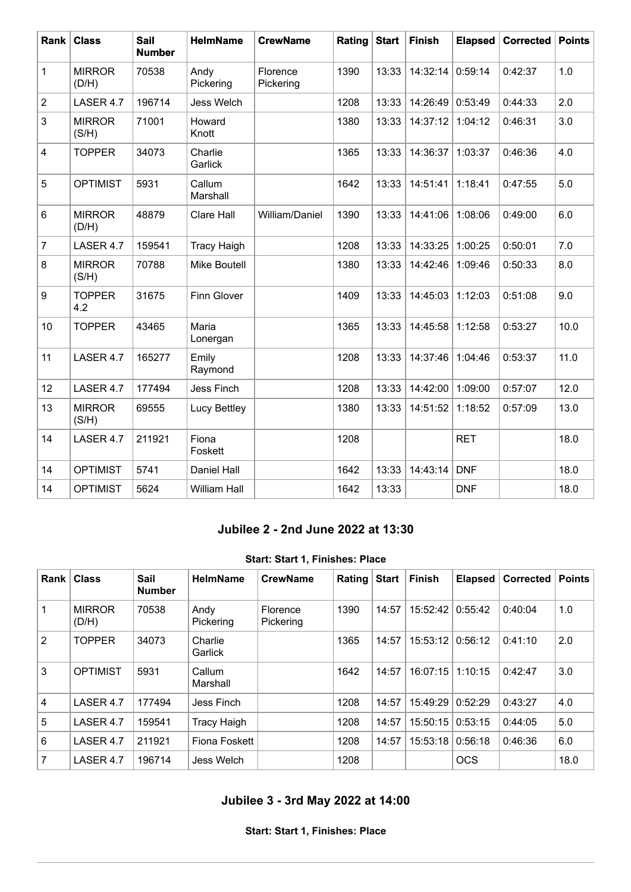| Rank | Class | Sail Number | HelmName | CrewName | Rating | Start | Finish | Elapsed | Corrected | Points |
|---|---|---|---|---|---|---|---|---|---|---|
| 1 | MIRROR (D/H) | 70538 | Andy Pickering | Florence Pickering | 1390 | 13:33 | 14:32:14 | 0:59:14 | 0:42:37 | 1.0 |
| 2 | LASER 4.7 | 196714 | Jess Welch | | 1208 | 13:33 | 14:26:49 | 0:53:49 | 0:44:33 | 2.0 |
| 3 | MIRROR (S/H) | 71001 | Howard Knott | | 1380 | 13:33 | 14:37:12 | 1:04:12 | 0:46:31 | 3.0 |
| 4 | TOPPER | 34073 | Charlie Garlick | | 1365 | 13:33 | 14:36:37 | 1:03:37 | 0:46:36 | 4.0 |
| 5 | OPTIMIST | 5931 | Callum Marshall | | 1642 | 13:33 | 14:51:41 | 1:18:41 | 0:47:55 | 5.0 |
| 6 | MIRROR (D/H) | 48879 | Clare Hall | William/Daniel | 1390 | 13:33 | 14:41:06 | 1:08:06 | 0:49:00 | 6.0 |
| 7 | LASER 4.7 | 159541 | Tracy Haigh | | 1208 | 13:33 | 14:33:25 | 1:00:25 | 0:50:01 | 7.0 |
| 8 | MIRROR (S/H) | 70788 | Mike Boutell | | 1380 | 13:33 | 14:42:46 | 1:09:46 | 0:50:33 | 8.0 |
| 9 | TOPPER 4.2 | 31675 | Finn Glover | | 1409 | 13:33 | 14:45:03 | 1:12:03 | 0:51:08 | 9.0 |
| 10 | TOPPER | 43465 | Maria Lonergan | | 1365 | 13:33 | 14:45:58 | 1:12:58 | 0:53:27 | 10.0 |
| 11 | LASER 4.7 | 165277 | Emily Raymond | | 1208 | 13:33 | 14:37:46 | 1:04:46 | 0:53:37 | 11.0 |
| 12 | LASER 4.7 | 177494 | Jess Finch | | 1208 | 13:33 | 14:42:00 | 1:09:00 | 0:57:07 | 12.0 |
| 13 | MIRROR (S/H) | 69555 | Lucy Bettley | | 1380 | 13:33 | 14:51:52 | 1:18:52 | 0:57:09 | 13.0 |
| 14 | LASER 4.7 | 211921 | Fiona Foskett | | 1208 | | | RET | | 18.0 |
| 14 | OPTIMIST | 5741 | Daniel Hall | | 1642 | 13:33 | 14:43:14 | DNF | | 18.0 |
| 14 | OPTIMIST | 5624 | William Hall | | 1642 | 13:33 | | DNF | | 18.0 |

## Jubilee 2 - 2nd June 2022 at 13:30

**Start: Start 1, Finishes: Place**

| Rank | Class | Sail Number | HelmName | CrewName | Rating | Start | Finish | Elapsed | Corrected | Points |
|---|---|---|---|---|---|---|---|---|---|---|
| 1 | MIRROR (D/H) | 70538 | Andy Pickering | Florence Pickering | 1390 | 14:57 | 15:52:42 | 0:55:42 | 0:40:04 | 1.0 |
| 2 | TOPPER | 34073 | Charlie Garlick | | 1365 | 14:57 | 15:53:12 | 0:56:12 | 0:41:10 | 2.0 |
| 3 | OPTIMIST | 5931 | Callum Marshall | | 1642 | 14:57 | 16:07:15 | 1:10:15 | 0:42:47 | 3.0 |
| 4 | LASER 4.7 | 177494 | Jess Finch | | 1208 | 14:57 | 15:49:29 | 0:52:29 | 0:43:27 | 4.0 |
| 5 | LASER 4.7 | 159541 | Tracy Haigh | | 1208 | 14:57 | 15:50:15 | 0:53:15 | 0:44:05 | 5.0 |
| 6 | LASER 4.7 | 211921 | Fiona Foskett | | 1208 | 14:57 | 15:53:18 | 0:56:18 | 0:46:36 | 6.0 |
| 7 | LASER 4.7 | 196714 | Jess Welch | | 1208 | | | OCS | | 18.0 |

## Jubilee 3 - 3rd May 2022 at 14:00

**Start: Start 1, Finishes: Place**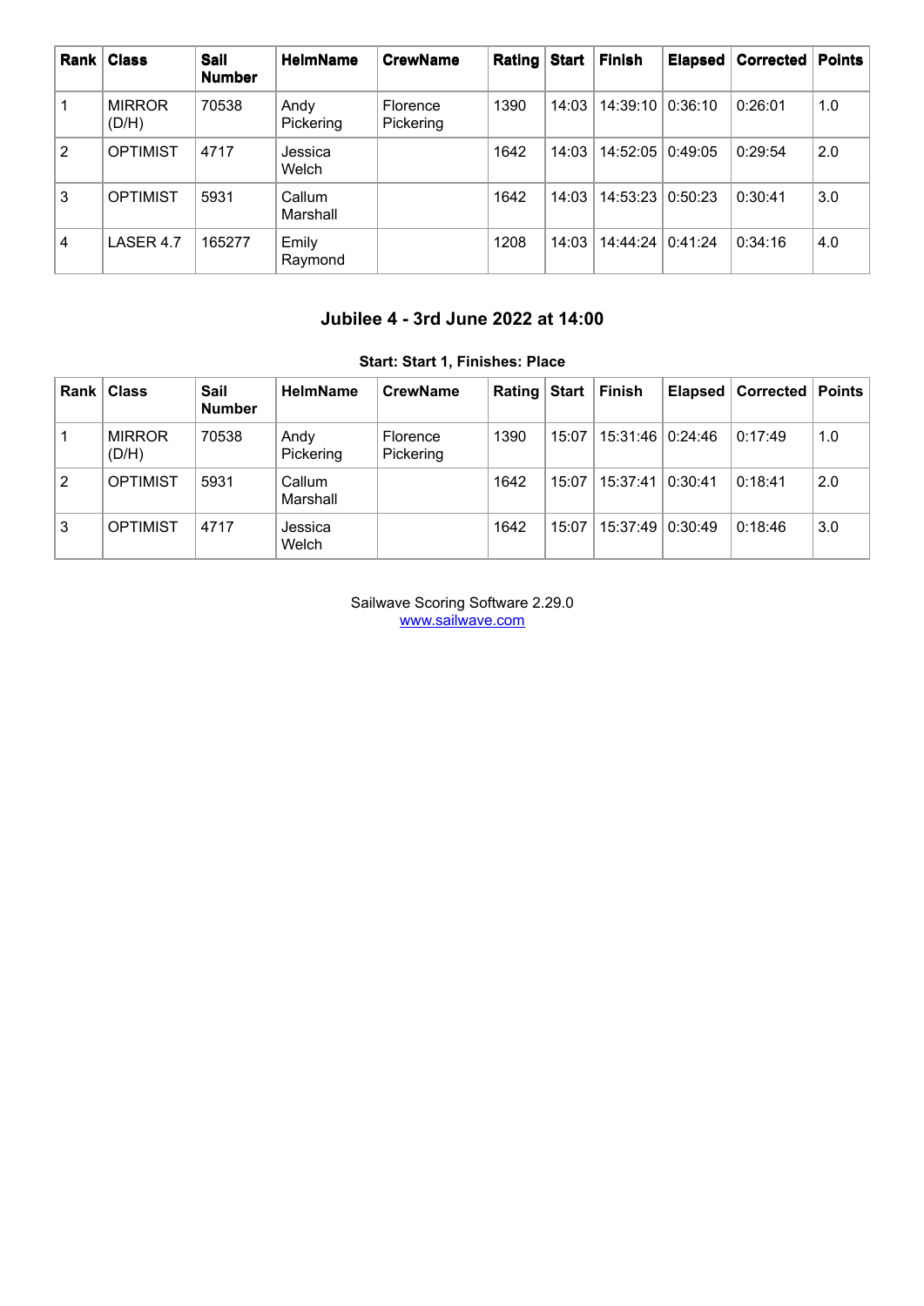| Rank | Class | Sail Number | HelmName | CrewName | Rating | Start | Finish | Elapsed | Corrected | Points |
|---|---|---|---|---|---|---|---|---|---|---|
| 1 | MIRROR (D/H) | 70538 | Andy Pickering | Florence Pickering | 1390 | 14:03 | 14:39:10 | 0:36:10 | 0:26:01 | 1.0 |
| 2 | OPTIMIST | 4717 | Jessica Welch | | 1642 | 14:03 | 14:52:05 | 0:49:05 | 0:29:54 | 2.0 |
| 3 | OPTIMIST | 5931 | Callum Marshall | | 1642 | 14:03 | 14:53:23 | 0:50:23 | 0:30:41 | 3.0 |
| 4 | LASER 4.7 | 165277 | Emily Raymond | | 1208 | 14:03 | 14:44:24 | 0:41:24 | 0:34:16 | 4.0 |

### Jubilee 4 - 3rd June 2022 at 14:00

**Start: Start 1, Finishes: Place**

| Rank | Class | Sail Number | HelmName | CrewName | Rating | Start | Finish | Elapsed | Corrected | Points |
|---|---|---|---|---|---|---|---|---|---|---|
| 1 | MIRROR (D/H) | 70538 | Andy Pickering | Florence Pickering | 1390 | 15:07 | 15:31:46 | 0:24:46 | 0:17:49 | 1.0 |
| 2 | OPTIMIST | 5931 | Callum Marshall | | 1642 | 15:07 | 15:37:41 | 0:30:41 | 0:18:41 | 2.0 |
| 3 | OPTIMIST | 4717 | Jessica Welch | | 1642 | 15:07 | 15:37:49 | 0:30:49 | 0:18:46 | 3.0 |

Sailwave Scoring Software 2.29.0
www.sailwave.com